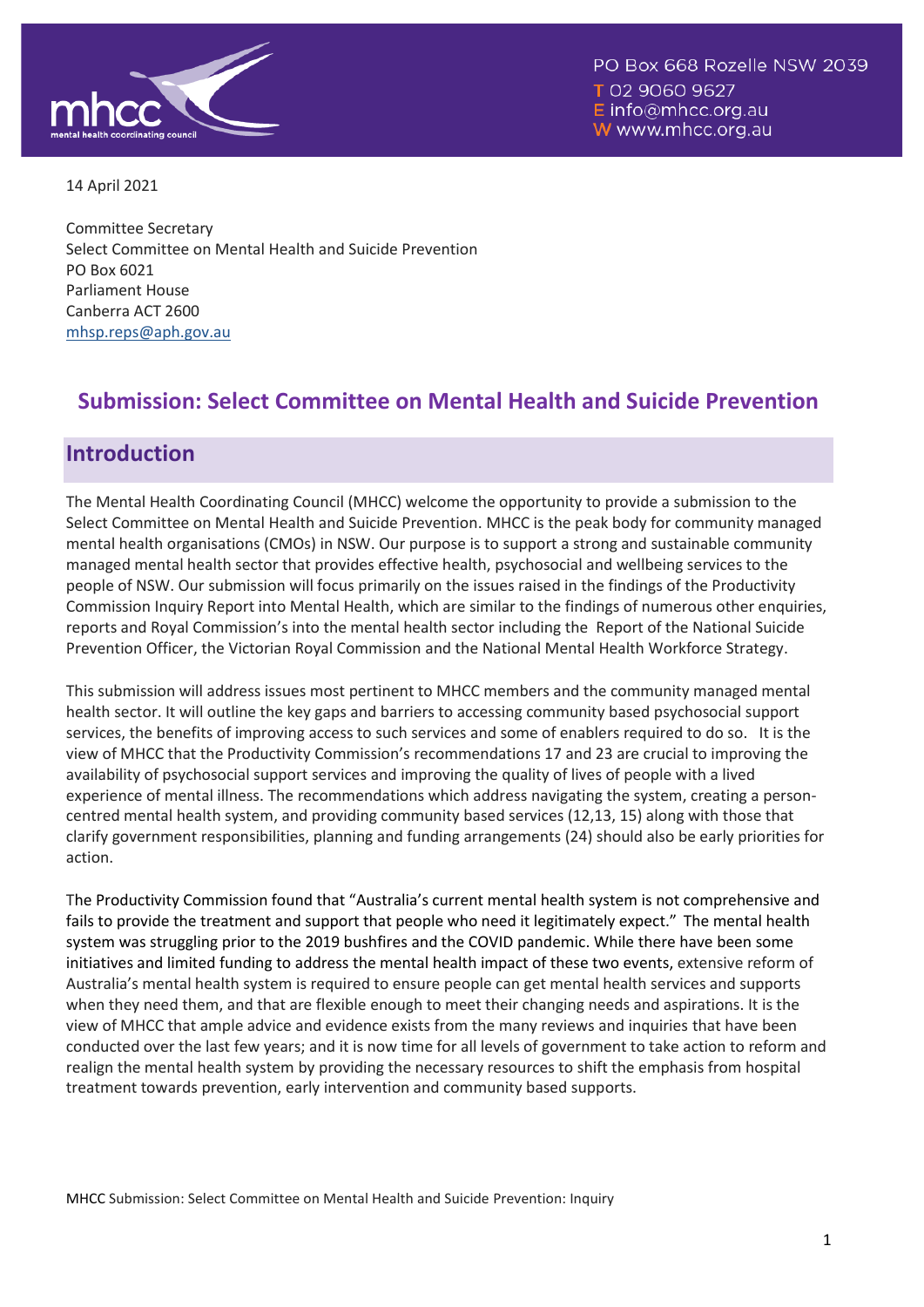PO Box 668 Rozelle NSW 2039
T 02 9060 9627
E info@mhcc.org.au
W www.mhcc.org.au

14 April 2021

Committee Secretary
Select Committee on Mental Health and Suicide Prevention
PO Box 6021
Parliament House
Canberra ACT 2600
mhsp.reps@aph.gov.au

# Submission: Select Committee on Mental Health and Suicide Prevention

## Introduction

The Mental Health Coordinating Council (MHCC) welcome the opportunity to provide a submission to the Select Committee on Mental Health and Suicide Prevention. MHCC is the peak body for community managed mental health organisations (CMOs) in NSW. Our purpose is to support a strong and sustainable community managed mental health sector that provides effective health, psychosocial and wellbeing services to the people of NSW. Our submission will focus primarily on the issues raised in the findings of the Productivity Commission Inquiry Report into Mental Health, which are similar to the findings of numerous other enquiries, reports and Royal Commission's into the mental health sector including the Report of the National Suicide Prevention Officer, the Victorian Royal Commission and the National Mental Health Workforce Strategy.

This submission will address issues most pertinent to MHCC members and the community managed mental health sector. It will outline the key gaps and barriers to accessing community based psychosocial support services, the benefits of improving access to such services and some of enablers required to do so. It is the view of MHCC that the Productivity Commission's recommendations 17 and 23 are crucial to improving the availability of psychosocial support services and improving the quality of lives of people with a lived experience of mental illness. The recommendations which address navigating the system, creating a person-centred mental health system, and providing community based services (12,13, 15) along with those that clarify government responsibilities, planning and funding arrangements (24) should also be early priorities for action.

The Productivity Commission found that "Australia's current mental health system is not comprehensive and fails to provide the treatment and support that people who need it legitimately expect." The mental health system was struggling prior to the 2019 bushfires and the COVID pandemic. While there have been some initiatives and limited funding to address the mental health impact of these two events, extensive reform of Australia's mental health system is required to ensure people can get mental health services and supports when they need them, and that are flexible enough to meet their changing needs and aspirations. It is the view of MHCC that ample advice and evidence exists from the many reviews and inquiries that have been conducted over the last few years; and it is now time for all levels of government to take action to reform and realign the mental health system by providing the necessary resources to shift the emphasis from hospital treatment towards prevention, early intervention and community based supports.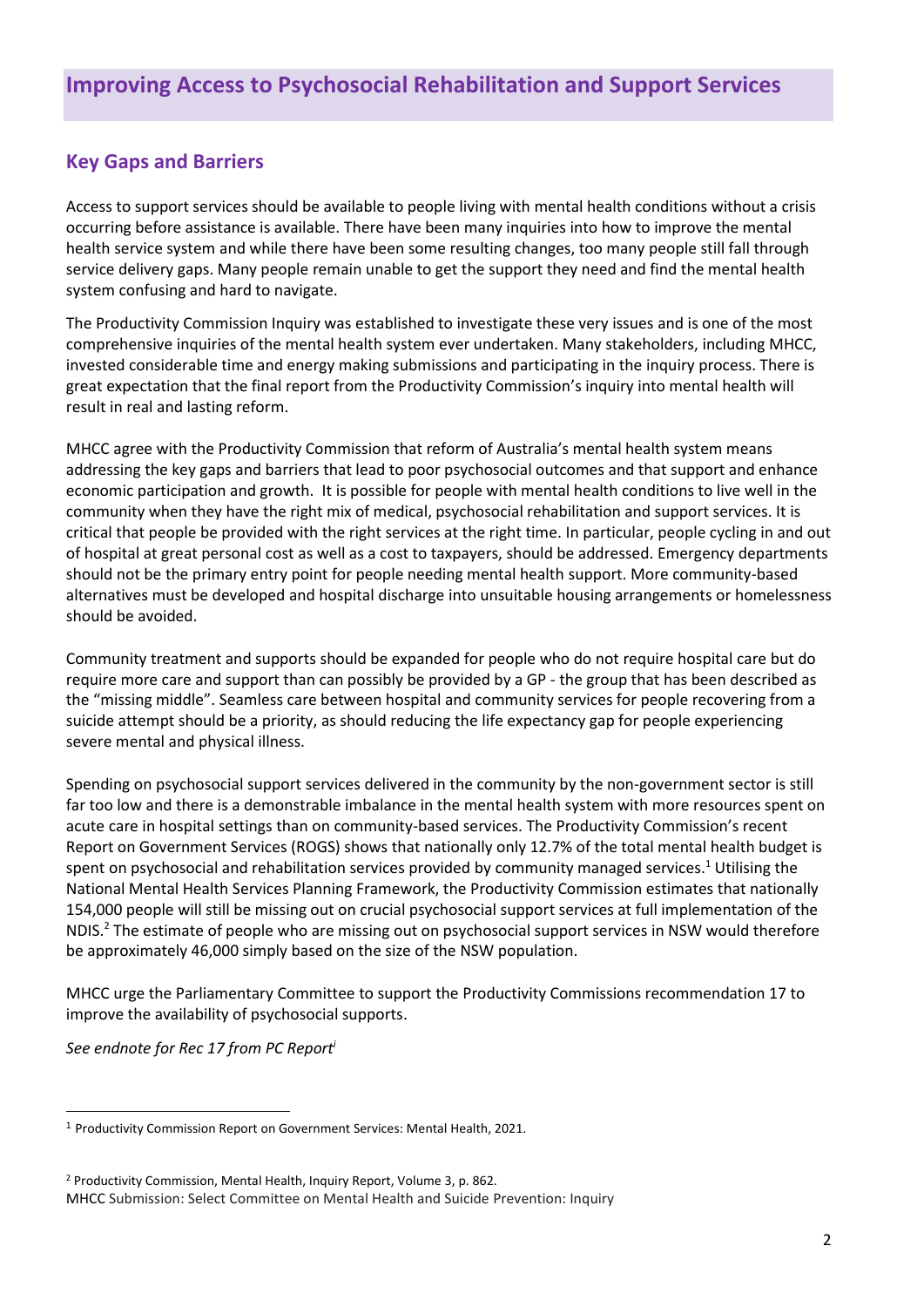## Improving Access to Psychosocial Rehabilitation and Support Services

### Key Gaps and Barriers

Access to support services should be available to people living with mental health conditions without a crisis occurring before assistance is available. There have been many inquiries into how to improve the mental health service system and while there have been some resulting changes, too many people still fall through service delivery gaps. Many people remain unable to get the support they need and find the mental health system confusing and hard to navigate.

The Productivity Commission Inquiry was established to investigate these very issues and is one of the most comprehensive inquiries of the mental health system ever undertaken. Many stakeholders, including MHCC, invested considerable time and energy making submissions and participating in the inquiry process. There is great expectation that the final report from the Productivity Commission's inquiry into mental health will result in real and lasting reform.

MHCC agree with the Productivity Commission that reform of Australia's mental health system means addressing the key gaps and barriers that lead to poor psychosocial outcomes and that support and enhance economic participation and growth. It is possible for people with mental health conditions to live well in the community when they have the right mix of medical, psychosocial rehabilitation and support services. It is critical that people be provided with the right services at the right time. In particular, people cycling in and out of hospital at great personal cost as well as a cost to taxpayers, should be addressed. Emergency departments should not be the primary entry point for people needing mental health support. More community-based alternatives must be developed and hospital discharge into unsuitable housing arrangements or homelessness should be avoided.

Community treatment and supports should be expanded for people who do not require hospital care but do require more care and support than can possibly be provided by a GP - the group that has been described as the "missing middle". Seamless care between hospital and community services for people recovering from a suicide attempt should be a priority, as should reducing the life expectancy gap for people experiencing severe mental and physical illness.

Spending on psychosocial support services delivered in the community by the non-government sector is still far too low and there is a demonstrable imbalance in the mental health system with more resources spent on acute care in hospital settings than on community-based services. The Productivity Commission's recent Report on Government Services (ROGS) shows that nationally only 12.7% of the total mental health budget is spent on psychosocial and rehabilitation services provided by community managed services.[1] Utilising the National Mental Health Services Planning Framework, the Productivity Commission estimates that nationally 154,000 people will still be missing out on crucial psychosocial support services at full implementation of the NDIS.[2] The estimate of people who are missing out on psychosocial support services in NSW would therefore be approximately 46,000 simply based on the size of the NSW population.

MHCC urge the Parliamentary Committee to support the Productivity Commissions recommendation 17 to improve the availability of psychosocial supports.

*See endnote for Rec 17 from PC Report*[i]

---

[1] Productivity Commission Report on Government Services: Mental Health, 2021.

[2] Productivity Commission, Mental Health, Inquiry Report, Volume 3, p. 862.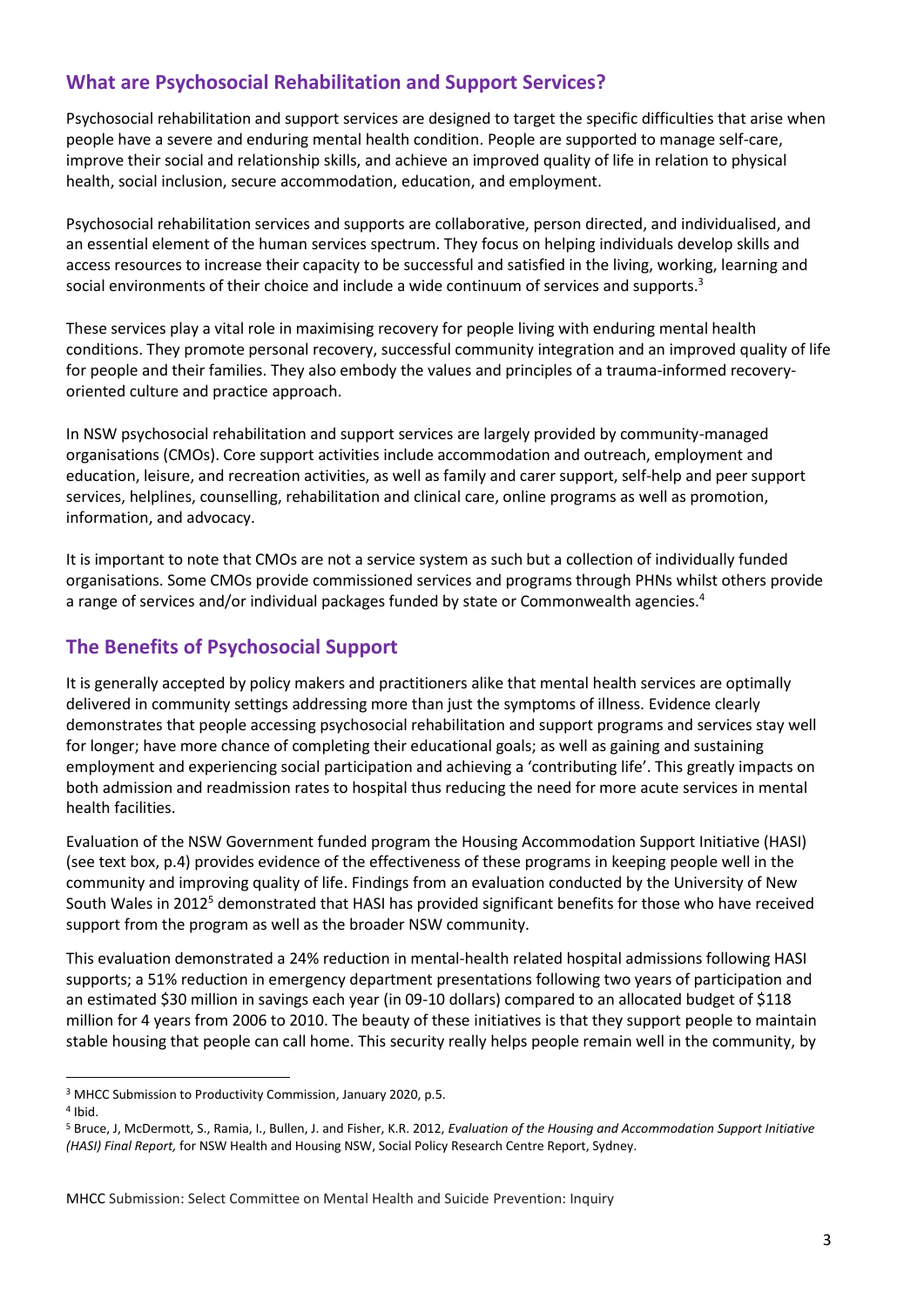## What are Psychosocial Rehabilitation and Support Services?

Psychosocial rehabilitation and support services are designed to target the specific difficulties that arise when people have a severe and enduring mental health condition. People are supported to manage self-care, improve their social and relationship skills, and achieve an improved quality of life in relation to physical health, social inclusion, secure accommodation, education, and employment.

Psychosocial rehabilitation services and supports are collaborative, person directed, and individualised, and an essential element of the human services spectrum. They focus on helping individuals develop skills and access resources to increase their capacity to be successful and satisfied in the living, working, learning and social environments of their choice and include a wide continuum of services and supports.[3]

These services play a vital role in maximising recovery for people living with enduring mental health conditions. They promote personal recovery, successful community integration and an improved quality of life for people and their families. They also embody the values and principles of a trauma-informed recovery-oriented culture and practice approach.

In NSW psychosocial rehabilitation and support services are largely provided by community-managed organisations (CMOs). Core support activities include accommodation and outreach, employment and education, leisure, and recreation activities, as well as family and carer support, self-help and peer support services, helplines, counselling, rehabilitation and clinical care, online programs as well as promotion, information, and advocacy.

It is important to note that CMOs are not a service system as such but a collection of individually funded organisations. Some CMOs provide commissioned services and programs through PHNs whilst others provide a range of services and/or individual packages funded by state or Commonwealth agencies.[4]

## The Benefits of Psychosocial Support

It is generally accepted by policy makers and practitioners alike that mental health services are optimally delivered in community settings addressing more than just the symptoms of illness. Evidence clearly demonstrates that people accessing psychosocial rehabilitation and support programs and services stay well for longer; have more chance of completing their educational goals; as well as gaining and sustaining employment and experiencing social participation and achieving a 'contributing life'. This greatly impacts on both admission and readmission rates to hospital thus reducing the need for more acute services in mental health facilities.

Evaluation of the NSW Government funded program the Housing Accommodation Support Initiative (HASI) (see text box, p.4) provides evidence of the effectiveness of these programs in keeping people well in the community and improving quality of life. Findings from an evaluation conducted by the University of New South Wales in 2012[5] demonstrated that HASI has provided significant benefits for those who have received support from the program as well as the broader NSW community.

This evaluation demonstrated a 24% reduction in mental-health related hospital admissions following HASI supports; a 51% reduction in emergency department presentations following two years of participation and an estimated $30 million in savings each year (in 09-10 dollars) compared to an allocated budget of $118 million for 4 years from 2006 to 2010. The beauty of these initiatives is that they support people to maintain stable housing that people can call home. This security really helps people remain well in the community, by

---

[3] MHCC Submission to Productivity Commission, January 2020, p.5.

[4] Ibid.

[5] Bruce, J, McDermott, S., Ramia, I., Bullen, J. and Fisher, K.R. 2012, *Evaluation of the Housing and Accommodation Support Initiative (HASI) Final Report,* for NSW Health and Housing NSW, Social Policy Research Centre Report, Sydney.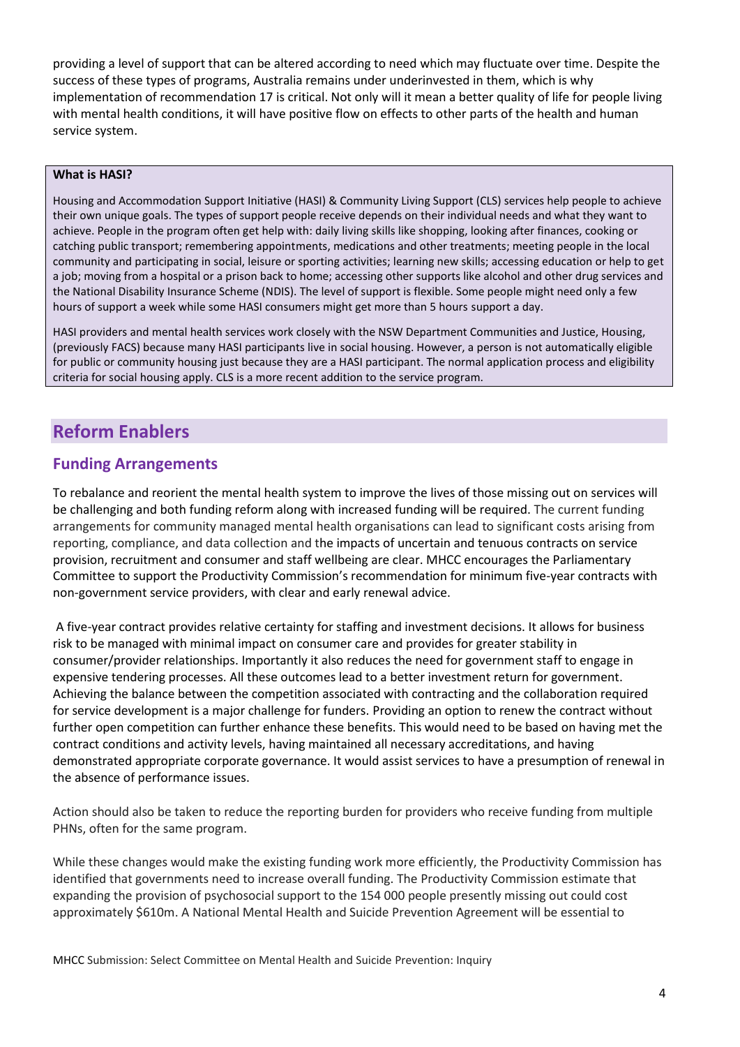providing a level of support that can be altered according to need which may fluctuate over time. Despite the success of these types of programs, Australia remains under underinvested in them, which is why implementation of recommendation 17 is critical. Not only will it mean a better quality of life for people living with mental health conditions, it will have positive flow on effects to other parts of the health and human service system.

**What is HASI?**

Housing and Accommodation Support Initiative (HASI) & Community Living Support (CLS) services help people to achieve their own unique goals. The types of support people receive depends on their individual needs and what they want to achieve. People in the program often get help with: daily living skills like shopping, looking after finances, cooking or catching public transport; remembering appointments, medications and other treatments; meeting people in the local community and participating in social, leisure or sporting activities; learning new skills; accessing education or help to get a job; moving from a hospital or a prison back to home; accessing other supports like alcohol and other drug services and the National Disability Insurance Scheme (NDIS). The level of support is flexible. Some people might need only a few hours of support a week while some HASI consumers might get more than 5 hours support a day.

HASI providers and mental health services work closely with the NSW Department Communities and Justice, Housing, (previously FACS) because many HASI participants live in social housing. However, a person is not automatically eligible for public or community housing just because they are a HASI participant. The normal application process and eligibility criteria for social housing apply. CLS is a more recent addition to the service program.

## Reform Enablers

### Funding Arrangements

To rebalance and reorient the mental health system to improve the lives of those missing out on services will be challenging and both funding reform along with increased funding will be required. The current funding arrangements for community managed mental health organisations can lead to significant costs arising from reporting, compliance, and data collection and the impacts of uncertain and tenuous contracts on service provision, recruitment and consumer and staff wellbeing are clear. MHCC encourages the Parliamentary Committee to support the Productivity Commission's recommendation for minimum five-year contracts with non-government service providers, with clear and early renewal advice.

A five-year contract provides relative certainty for staffing and investment decisions. It allows for business risk to be managed with minimal impact on consumer care and provides for greater stability in consumer/provider relationships. Importantly it also reduces the need for government staff to engage in expensive tendering processes. All these outcomes lead to a better investment return for government. Achieving the balance between the competition associated with contracting and the collaboration required for service development is a major challenge for funders. Providing an option to renew the contract without further open competition can further enhance these benefits. This would need to be based on having met the contract conditions and activity levels, having maintained all necessary accreditations, and having demonstrated appropriate corporate governance. It would assist services to have a presumption of renewal in the absence of performance issues.

Action should also be taken to reduce the reporting burden for providers who receive funding from multiple PHNs, often for the same program.

While these changes would make the existing funding work more efficiently, the Productivity Commission has identified that governments need to increase overall funding. The Productivity Commission estimate that expanding the provision of psychosocial support to the 154 000 people presently missing out could cost approximately $610m. A National Mental Health and Suicide Prevention Agreement will be essential to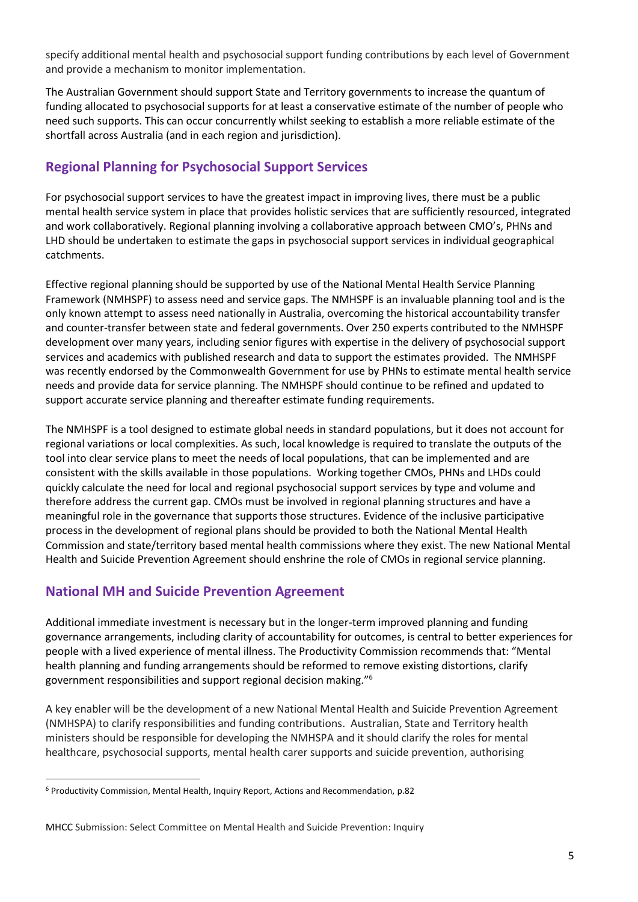specify additional mental health and psychosocial support funding contributions by each level of Government and provide a mechanism to monitor implementation.

The Australian Government should support State and Territory governments to increase the quantum of funding allocated to psychosocial supports for at least a conservative estimate of the number of people who need such supports. This can occur concurrently whilst seeking to establish a more reliable estimate of the shortfall across Australia (and in each region and jurisdiction).

## Regional Planning for Psychosocial Support Services

For psychosocial support services to have the greatest impact in improving lives, there must be a public mental health service system in place that provides holistic services that are sufficiently resourced, integrated and work collaboratively. Regional planning involving a collaborative approach between CMO's, PHNs and LHD should be undertaken to estimate the gaps in psychosocial support services in individual geographical catchments.

Effective regional planning should be supported by use of the National Mental Health Service Planning Framework (NMHSPF) to assess need and service gaps. The NMHSPF is an invaluable planning tool and is the only known attempt to assess need nationally in Australia, overcoming the historical accountability transfer and counter-transfer between state and federal governments. Over 250 experts contributed to the NMHSPF development over many years, including senior figures with expertise in the delivery of psychosocial support services and academics with published research and data to support the estimates provided. The NMHSPF was recently endorsed by the Commonwealth Government for use by PHNs to estimate mental health service needs and provide data for service planning. The NMHSPF should continue to be refined and updated to support accurate service planning and thereafter estimate funding requirements.

The NMHSPF is a tool designed to estimate global needs in standard populations, but it does not account for regional variations or local complexities. As such, local knowledge is required to translate the outputs of the tool into clear service plans to meet the needs of local populations, that can be implemented and are consistent with the skills available in those populations. Working together CMOs, PHNs and LHDs could quickly calculate the need for local and regional psychosocial support services by type and volume and therefore address the current gap. CMOs must be involved in regional planning structures and have a meaningful role in the governance that supports those structures. Evidence of the inclusive participative process in the development of regional plans should be provided to both the National Mental Health Commission and state/territory based mental health commissions where they exist. The new National Mental Health and Suicide Prevention Agreement should enshrine the role of CMOs in regional service planning.

## National MH and Suicide Prevention Agreement

Additional immediate investment is necessary but in the longer-term improved planning and funding governance arrangements, including clarity of accountability for outcomes, is central to better experiences for people with a lived experience of mental illness. The Productivity Commission recommends that: "Mental health planning and funding arrangements should be reformed to remove existing distortions, clarify government responsibilities and support regional decision making."[6]

A key enabler will be the development of a new National Mental Health and Suicide Prevention Agreement (NMHSPA) to clarify responsibilities and funding contributions. Australian, State and Territory health ministers should be responsible for developing the NMHSPA and it should clarify the roles for mental healthcare, psychosocial supports, mental health carer supports and suicide prevention, authorising

[6] Productivity Commission, Mental Health, Inquiry Report, Actions and Recommendation, p.82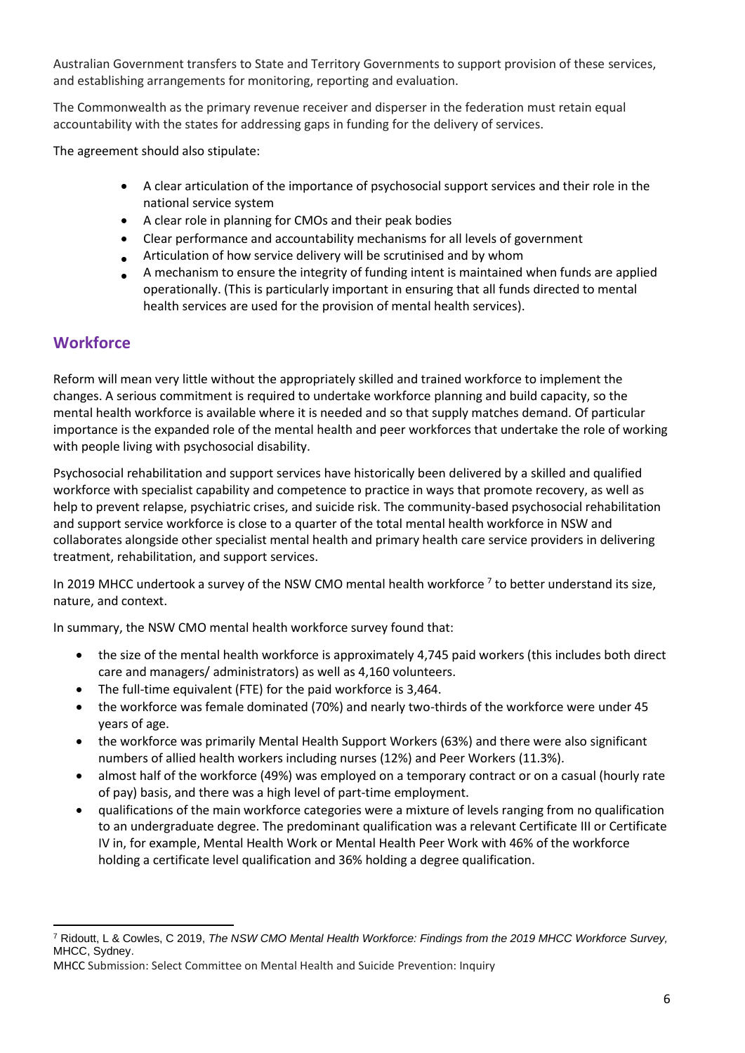Australian Government transfers to State and Territory Governments to support provision of these services, and establishing arrangements for monitoring, reporting and evaluation.

The Commonwealth as the primary revenue receiver and disperser in the federation must retain equal accountability with the states for addressing gaps in funding for the delivery of services.

The agreement should also stipulate:

- A clear articulation of the importance of psychosocial support services and their role in the national service system
- A clear role in planning for CMOs and their peak bodies
- Clear performance and accountability mechanisms for all levels of government
- Articulation of how service delivery will be scrutinised and by whom
- A mechanism to ensure the integrity of funding intent is maintained when funds are applied operationally. (This is particularly important in ensuring that all funds directed to mental health services are used for the provision of mental health services).

## Workforce

Reform will mean very little without the appropriately skilled and trained workforce to implement the changes. A serious commitment is required to undertake workforce planning and build capacity, so the mental health workforce is available where it is needed and so that supply matches demand. Of particular importance is the expanded role of the mental health and peer workforces that undertake the role of working with people living with psychosocial disability.

Psychosocial rehabilitation and support services have historically been delivered by a skilled and qualified workforce with specialist capability and competence to practice in ways that promote recovery, as well as help to prevent relapse, psychiatric crises, and suicide risk. The community-based psychosocial rehabilitation and support service workforce is close to a quarter of the total mental health workforce in NSW and collaborates alongside other specialist mental health and primary health care service providers in delivering treatment, rehabilitation, and support services.

In 2019 MHCC undertook a survey of the NSW CMO mental health workforce [7] to better understand its size, nature, and context.

In summary, the NSW CMO mental health workforce survey found that:

- the size of the mental health workforce is approximately 4,745 paid workers (this includes both direct care and managers/ administrators) as well as 4,160 volunteers.
- The full-time equivalent (FTE) for the paid workforce is 3,464.
- the workforce was female dominated (70%) and nearly two-thirds of the workforce were under 45 years of age.
- the workforce was primarily Mental Health Support Workers (63%) and there were also significant numbers of allied health workers including nurses (12%) and Peer Workers (11.3%).
- almost half of the workforce (49%) was employed on a temporary contract or on a casual (hourly rate of pay) basis, and there was a high level of part-time employment.
- qualifications of the main workforce categories were a mixture of levels ranging from no qualification to an undergraduate degree. The predominant qualification was a relevant Certificate III or Certificate IV in, for example, Mental Health Work or Mental Health Peer Work with 46% of the workforce holding a certificate level qualification and 36% holding a degree qualification.

[7] Ridoutt, L & Cowles, C 2019, *The NSW CMO Mental Health Workforce: Findings from the 2019 MHCC Workforce Survey*, MHCC, Sydney.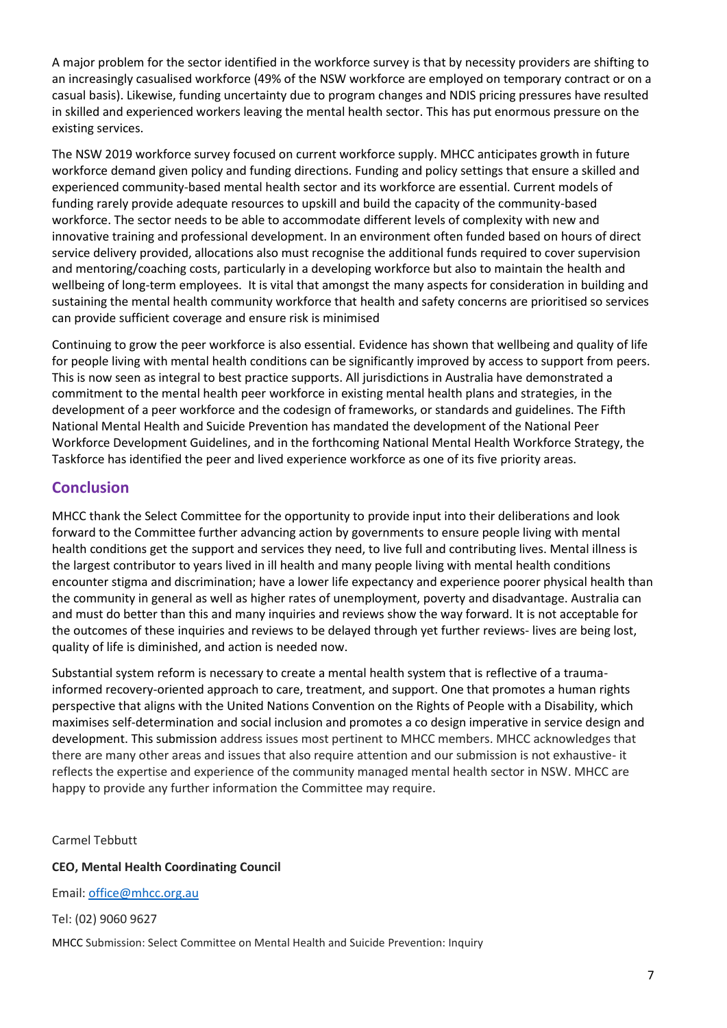A major problem for the sector identified in the workforce survey is that by necessity providers are shifting to an increasingly casualised workforce (49% of the NSW workforce are employed on temporary contract or on a casual basis). Likewise, funding uncertainty due to program changes and NDIS pricing pressures have resulted in skilled and experienced workers leaving the mental health sector. This has put enormous pressure on the existing services.

The NSW 2019 workforce survey focused on current workforce supply. MHCC anticipates growth in future workforce demand given policy and funding directions. Funding and policy settings that ensure a skilled and experienced community-based mental health sector and its workforce are essential. Current models of funding rarely provide adequate resources to upskill and build the capacity of the community-based workforce. The sector needs to be able to accommodate different levels of complexity with new and innovative training and professional development. In an environment often funded based on hours of direct service delivery provided, allocations also must recognise the additional funds required to cover supervision and mentoring/coaching costs, particularly in a developing workforce but also to maintain the health and wellbeing of long-term employees. It is vital that amongst the many aspects for consideration in building and sustaining the mental health community workforce that health and safety concerns are prioritised so services can provide sufficient coverage and ensure risk is minimised

Continuing to grow the peer workforce is also essential. Evidence has shown that wellbeing and quality of life for people living with mental health conditions can be significantly improved by access to support from peers. This is now seen as integral to best practice supports. All jurisdictions in Australia have demonstrated a commitment to the mental health peer workforce in existing mental health plans and strategies, in the development of a peer workforce and the codesign of frameworks, or standards and guidelines. The Fifth National Mental Health and Suicide Prevention has mandated the development of the National Peer Workforce Development Guidelines, and in the forthcoming National Mental Health Workforce Strategy, the Taskforce has identified the peer and lived experience workforce as one of its five priority areas.

## Conclusion

MHCC thank the Select Committee for the opportunity to provide input into their deliberations and look forward to the Committee further advancing action by governments to ensure people living with mental health conditions get the support and services they need, to live full and contributing lives. Mental illness is the largest contributor to years lived in ill health and many people living with mental health conditions encounter stigma and discrimination; have a lower life expectancy and experience poorer physical health than the community in general as well as higher rates of unemployment, poverty and disadvantage. Australia can and must do better than this and many inquiries and reviews show the way forward. It is not acceptable for the outcomes of these inquiries and reviews to be delayed through yet further reviews- lives are being lost, quality of life is diminished, and action is needed now.

Substantial system reform is necessary to create a mental health system that is reflective of a trauma-informed recovery-oriented approach to care, treatment, and support. One that promotes a human rights perspective that aligns with the United Nations Convention on the Rights of People with a Disability, which maximises self-determination and social inclusion and promotes a co design imperative in service design and development. This submission address issues most pertinent to MHCC members. MHCC acknowledges that there are many other areas and issues that also require attention and our submission is not exhaustive- it reflects the expertise and experience of the community managed mental health sector in NSW. MHCC are happy to provide any further information the Committee may require.

Carmel Tebbutt

**CEO, Mental Health Coordinating Council**

Email: office@mhcc.org.au

Tel: (02) 9060 9627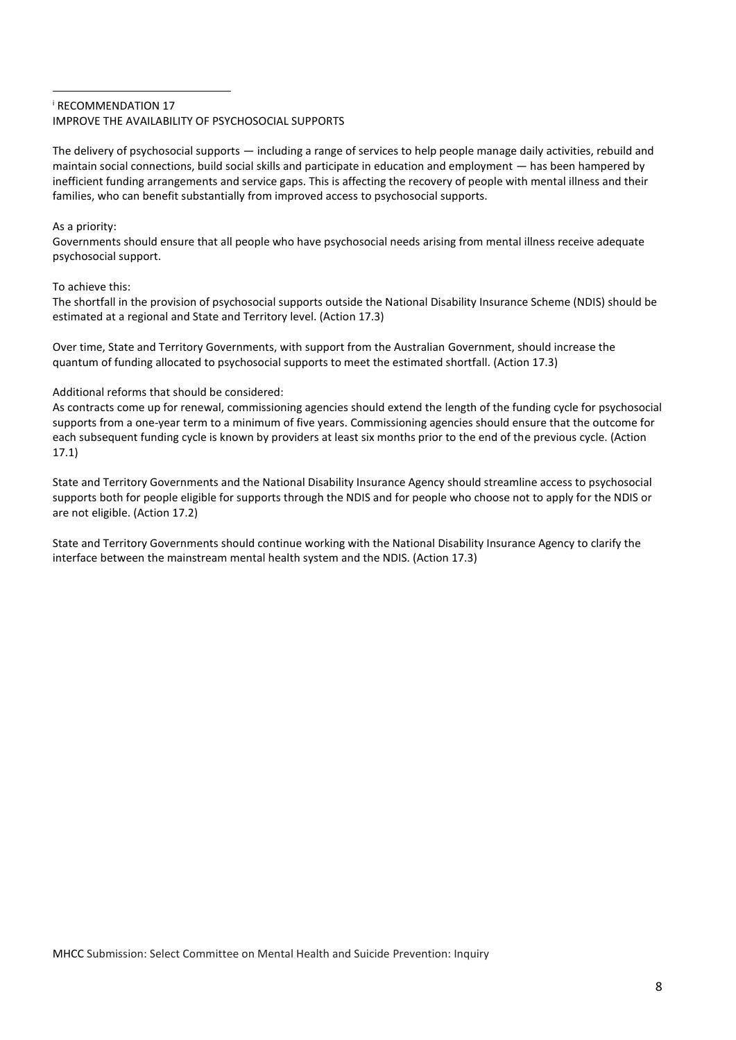[i] RECOMMENDATION 17
IMPROVE THE AVAILABILITY OF PSYCHOSOCIAL SUPPORTS

The delivery of psychosocial supports — including a range of services to help people manage daily activities, rebuild and maintain social connections, build social skills and participate in education and employment — has been hampered by inefficient funding arrangements and service gaps. This is affecting the recovery of people with mental illness and their families, who can benefit substantially from improved access to psychosocial supports.

As a priority:
Governments should ensure that all people who have psychosocial needs arising from mental illness receive adequate psychosocial support.

To achieve this:
The shortfall in the provision of psychosocial supports outside the National Disability Insurance Scheme (NDIS) should be estimated at a regional and State and Territory level. (Action 17.3)

Over time, State and Territory Governments, with support from the Australian Government, should increase the quantum of funding allocated to psychosocial supports to meet the estimated shortfall. (Action 17.3)

Additional reforms that should be considered:
As contracts come up for renewal, commissioning agencies should extend the length of the funding cycle for psychosocial supports from a one-year term to a minimum of five years. Commissioning agencies should ensure that the outcome for each subsequent funding cycle is known by providers at least six months prior to the end of the previous cycle. (Action 17.1)

State and Territory Governments and the National Disability Insurance Agency should streamline access to psychosocial supports both for people eligible for supports through the NDIS and for people who choose not to apply for the NDIS or are not eligible. (Action 17.2)

State and Territory Governments should continue working with the National Disability Insurance Agency to clarify the interface between the mainstream mental health system and the NDIS. (Action 17.3)